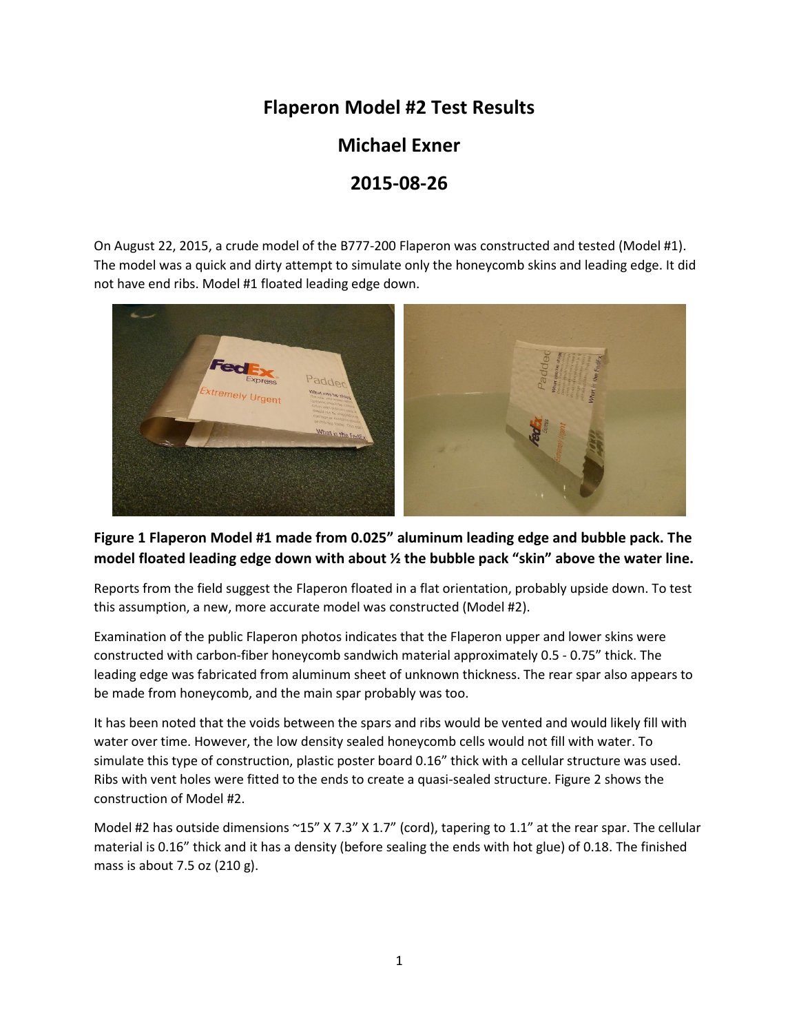# Flaperon Model #2 Test Results

## Michael Exner

## 2015-08-26

On August 22, 2015, a crude model of the B777-200 Flaperon was constructed and tested (Model #1). The model was a quick and dirty attempt to simulate only the honeycomb skins and leading edge. It did not have end ribs. Model #1 floated leading edge down.

**Figure 1 Flaperon Model #1 made from 0.025" aluminum leading edge and bubble pack. The model floated leading edge down with about ½ the bubble pack "skin" above the water line.**

Reports from the field suggest the Flaperon floated in a flat orientation, probably upside down. To test this assumption, a new, more accurate model was constructed (Model #2).

Examination of the public Flaperon photos indicates that the Flaperon upper and lower skins were constructed with carbon-fiber honeycomb sandwich material approximately 0.5 - 0.75" thick. The leading edge was fabricated from aluminum sheet of unknown thickness. The rear spar also appears to be made from honeycomb, and the main spar probably was too.

It has been noted that the voids between the spars and ribs would be vented and would likely fill with water over time. However, the low density sealed honeycomb cells would not fill with water. To simulate this type of construction, plastic poster board 0.16" thick with a cellular structure was used. Ribs with vent holes were fitted to the ends to create a quasi-sealed structure. Figure 2 shows the construction of Model #2.

Model #2 has outside dimensions ~15" X 7.3" X 1.7" (cord), tapering to 1.1" at the rear spar. The cellular material is 0.16" thick and it has a density (before sealing the ends with hot glue) of 0.18. The finished mass is about 7.5 oz (210 g).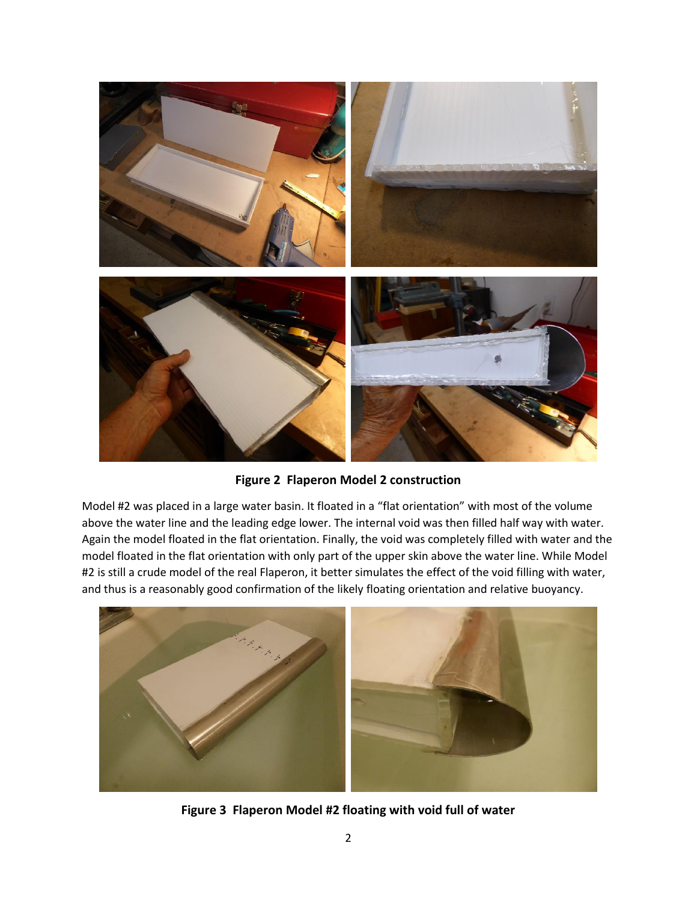**Figure 2 Flaperon Model 2 construction**

Model #2 was placed in a large water basin. It floated in a "flat orientation" with most of the volume above the water line and the leading edge lower. The internal void was then filled half way with water. Again the model floated in the flat orientation. Finally, the void was completely filled with water and the model floated in the flat orientation with only part of the upper skin above the water line. While Model #2 is still a crude model of the real Flaperon, it better simulates the effect of the void filling with water, and thus is a reasonably good confirmation of the likely floating orientation and relative buoyancy.

**Figure 3 Flaperon Model #2 floating with void full of water**